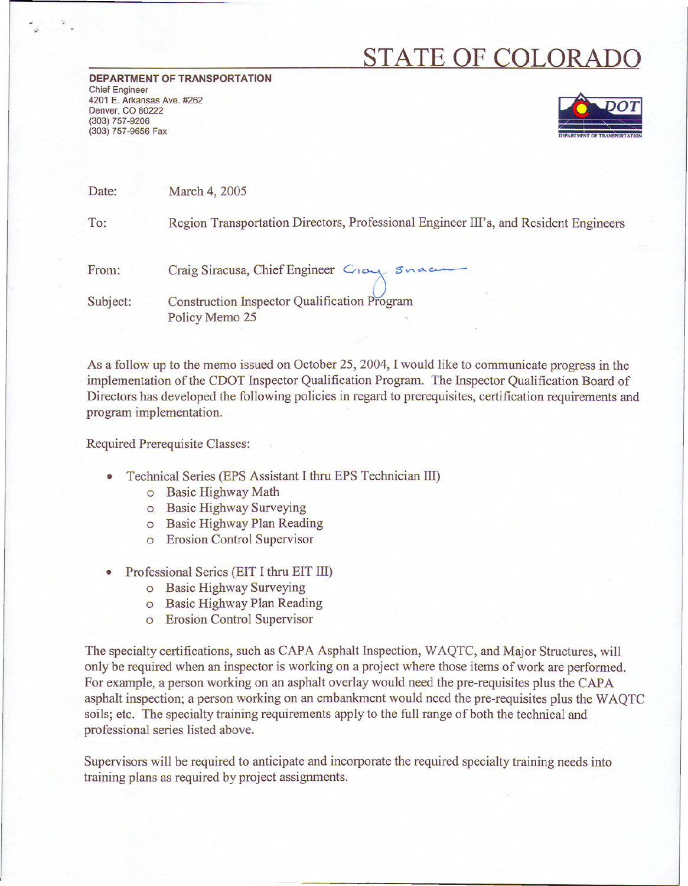# STATE OF COLORADO

**DEPARTMENT OF TRANSPORTATION**
Chief Engineer
4201 E. Arkansas Ave. #262
Denver, CO 80222
(303) 757-9206
(303) 757-9656 Fax

Date: March 4, 2005

To: Region Transportation Directors, Professional Engineer III's, and Resident Engineers

From: Craig Siracusa, Chief Engineer

Subject: Construction Inspector Qualification Program
Policy Memo 25

As a follow up to the memo issued on October 25, 2004, I would like to communicate progress in the implementation of the CDOT Inspector Qualification Program. The Inspector Qualification Board of Directors has developed the following policies in regard to prerequisites, certification requirements and program implementation.

Required Prerequisite Classes:

- Technical Series (EPS Assistant I thru EPS Technician III)
  - Basic Highway Math
  - Basic Highway Surveying
  - Basic Highway Plan Reading
  - Erosion Control Supervisor
- Professional Series (EIT I thru EIT III)
  - Basic Highway Surveying
  - Basic Highway Plan Reading
  - Erosion Control Supervisor

The specialty certifications, such as CAPA Asphalt Inspection, WAQTC, and Major Structures, will only be required when an inspector is working on a project where those items of work are performed. For example, a person working on an asphalt overlay would need the pre-requisites plus the CAPA asphalt inspection; a person working on an embankment would need the pre-requisites plus the WAQTC soils; etc. The specialty training requirements apply to the full range of both the technical and professional series listed above.

Supervisors will be required to anticipate and incorporate the required specialty training needs into training plans as required by project assignments.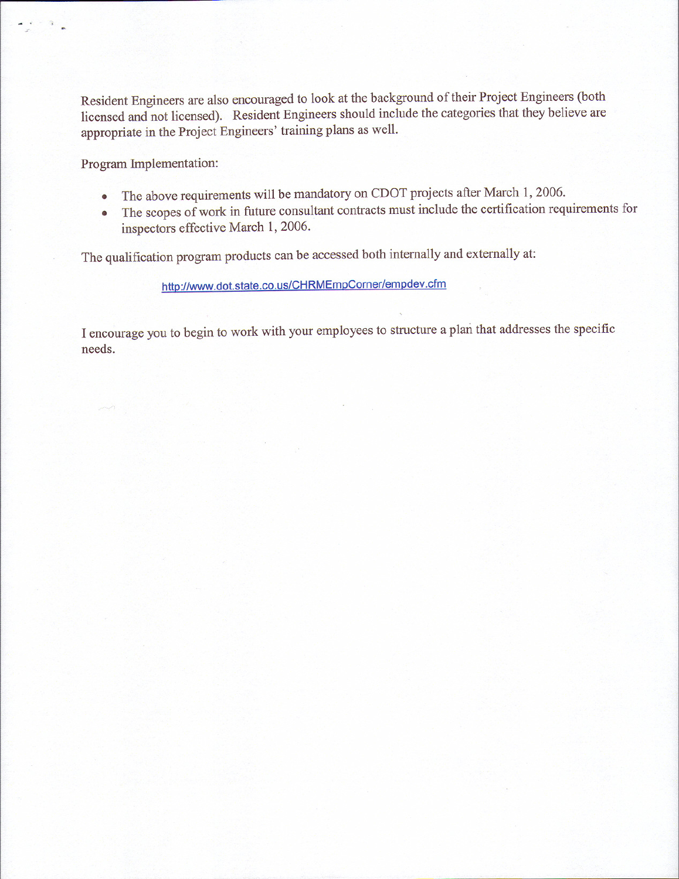Resident Engineers are also encouraged to look at the background of their Project Engineers (both licensed and not licensed). Resident Engineers should include the categories that they believe are appropriate in the Project Engineers' training plans as well.

Program Implementation:

- The above requirements will be mandatory on CDOT projects after March 1, 2006.
- The scopes of work in future consultant contracts must include the certification requirements for inspectors effective March 1, 2006.

The qualification program products can be accessed both internally and externally at:

http://www.dot.state.co.us/CHRMEmpCorner/empdev.cfm

I encourage you to begin to work with your employees to structure a plan that addresses the specific needs.